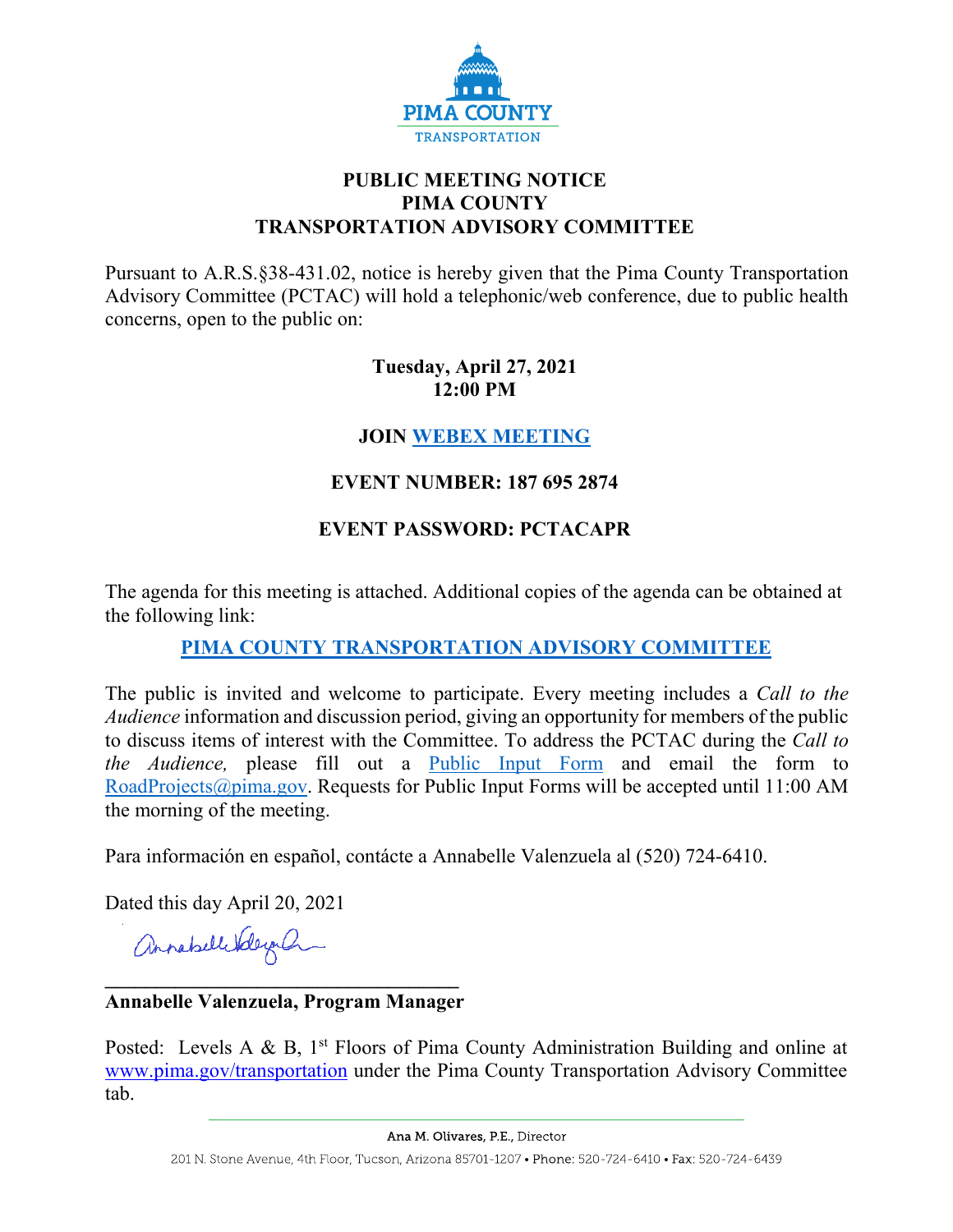PIMA COUNTY
TRANSPORTATION

# PUBLIC MEETING NOTICE
# PIMA COUNTY
# TRANSPORTATION ADVISORY COMMITTEE

Pursuant to A.R.S.§38-431.02, notice is hereby given that the Pima County Transportation Advisory Committee (PCTAC) will hold a telephonic/web conference, due to public health concerns, open to the public on:

**Tuesday, April 27, 2021**
**12:00 PM**

**JOIN WEBEX MEETING**

**EVENT NUMBER: 187 695 2874**

**EVENT PASSWORD: PCTACAPR**

The agenda for this meeting is attached. Additional copies of the agenda can be obtained at the following link:

**PIMA COUNTY TRANSPORTATION ADVISORY COMMITTEE**

The public is invited and welcome to participate. Every meeting includes a *Call to the Audience* information and discussion period, giving an opportunity for members of the public to discuss items of interest with the Committee. To address the PCTAC during the *Call to the Audience,* please fill out a Public Input Form and email the form to RoadProjects@pima.gov. Requests for Public Input Forms will be accepted until 11:00 AM the morning of the meeting.

Para información en español, contácte a Annabelle Valenzuela al (520) 724-6410.

Dated this day April 20, 2021

**Annabelle Valenzuela, Program Manager**

Posted: Levels A & B, 1st Floors of Pima County Administration Building and online at www.pima.gov/transportation under the Pima County Transportation Advisory Committee tab.

Ana M. Olivares, P.E., Director

201 N. Stone Avenue, 4th Floor, Tucson, Arizona 85701-1207 • Phone: 520-724-6410 • Fax: 520-724-6439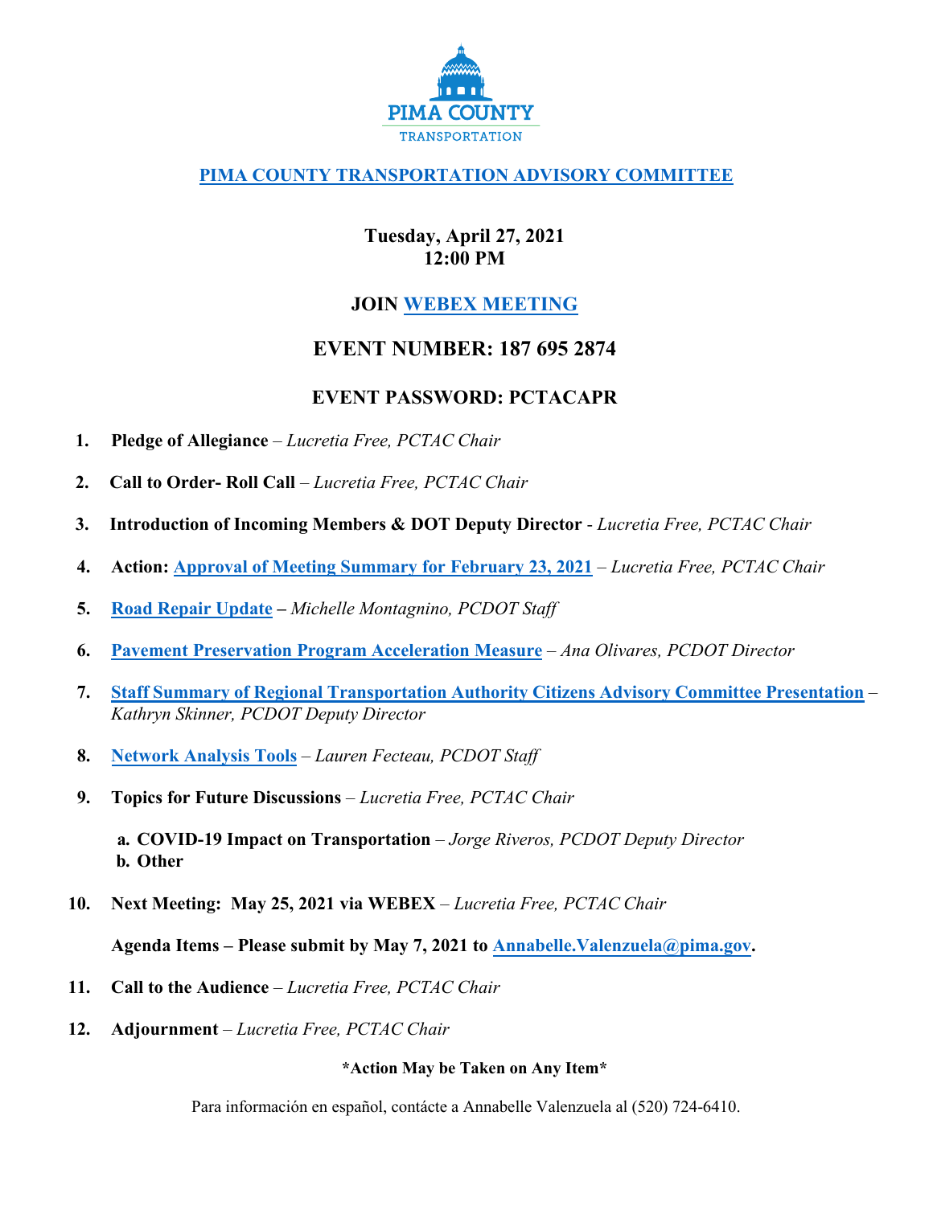PIMA COUNTY TRANSPORTATION

## PIMA COUNTY TRANSPORTATION ADVISORY COMMITTEE

**Tuesday, April 27, 2021**
**12:00 PM**

### JOIN WEBEX MEETING

### EVENT NUMBER: 187 695 2874

### EVENT PASSWORD: PCTACAPR

1. **Pledge of Allegiance** – *Lucretia Free, PCTAC Chair*
2. **Call to Order- Roll Call** – *Lucretia Free, PCTAC Chair*
3. **Introduction of Incoming Members & DOT Deputy Director** - *Lucretia Free, PCTAC Chair*
4. **Action: Approval of Meeting Summary for February 23, 2021** – *Lucretia Free, PCTAC Chair*
5. **Road Repair Update –** *Michelle Montagnino, PCDOT Staff*
6. **Pavement Preservation Program Acceleration Measure** – *Ana Olivares, PCDOT Director*
7. **Staff Summary of Regional Transportation Authority Citizens Advisory Committee Presentation** – *Kathryn Skinner, PCDOT Deputy Director*
8. **Network Analysis Tools** – *Lauren Fecteau, PCDOT Staff*
9. **Topics for Future Discussions** – *Lucretia Free, PCTAC Chair*

   a. **COVID-19 Impact on Transportation** – *Jorge Riveros, PCDOT Deputy Director*
   b. **Other**

10. **Next Meeting: May 25, 2021 via WEBEX** – *Lucretia Free, PCTAC Chair*

    **Agenda Items – Please submit by May 7, 2021 to Annabelle.Valenzuela@pima.gov.**

11. **Call to the Audience** – *Lucretia Free, PCTAC Chair*
12. **Adjournment** – *Lucretia Free, PCTAC Chair*

**\*Action May be Taken on Any Item\***

Para información en español, contácte a Annabelle Valenzuela al (520) 724-6410.